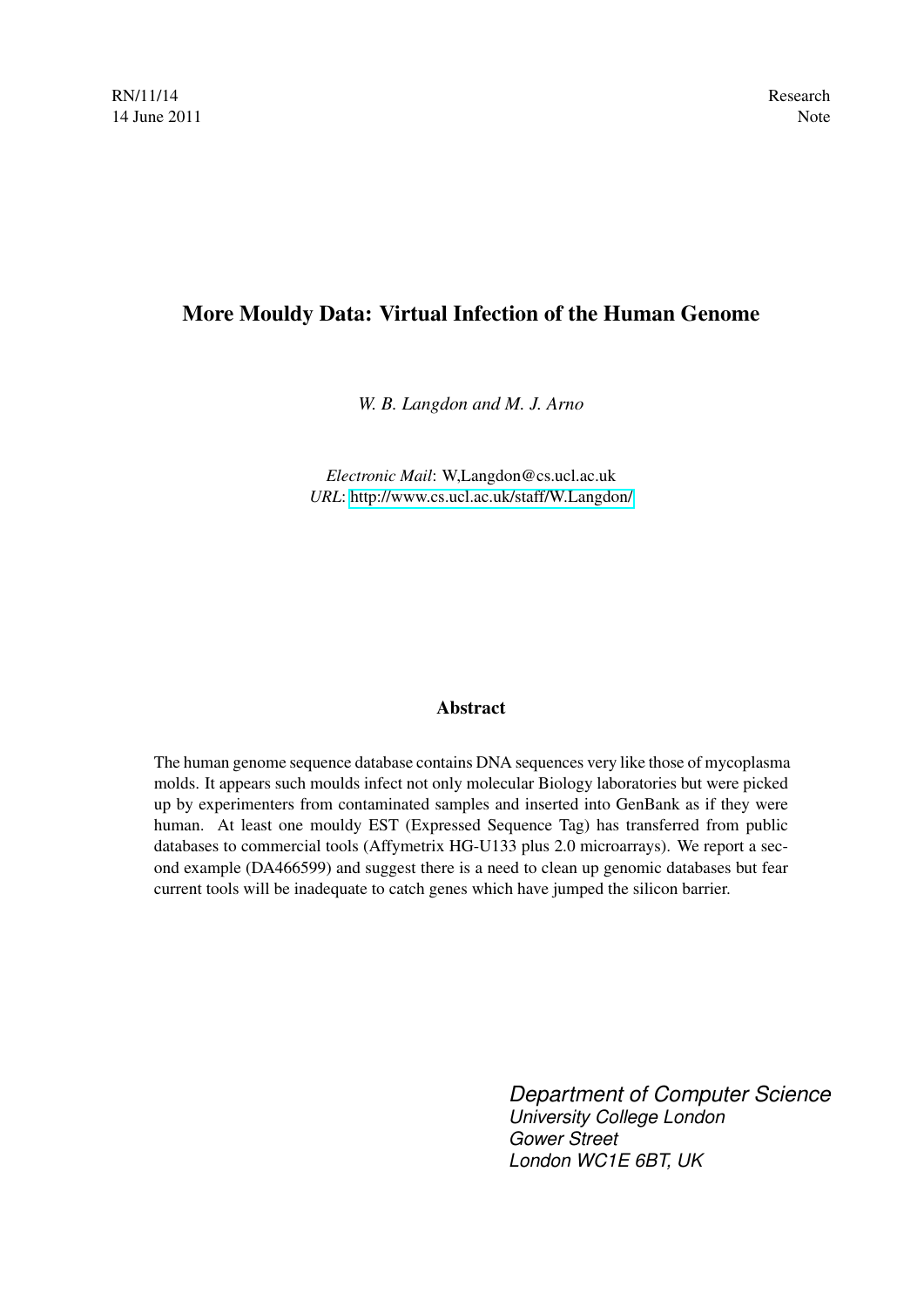RN/11/14
14 June 2011

Research
Note

# More Mouldy Data: Virtual Infection of the Human Genome

*W. B. Langdon and M. J. Arno*

*Electronic Mail*: W,Langdon@cs.ucl.ac.uk
*URL*: http://www.cs.ucl.ac.uk/staff/W.Langdon/

## Abstract

The human genome sequence database contains DNA sequences very like those of mycoplasma molds. It appears such moulds infect not only molecular Biology laboratories but were picked up by experimenters from contaminated samples and inserted into GenBank as if they were human. At least one mouldy EST (Expressed Sequence Tag) has transferred from public databases to commercial tools (Affymetrix HG-U133 plus 2.0 microarrays). We report a second example (DA466599) and suggest there is a need to clean up genomic databases but fear current tools will be inadequate to catch genes which have jumped the silicon barrier.

*Department of Computer Science*
*University College London*
*Gower Street*
*London WC1E 6BT, UK*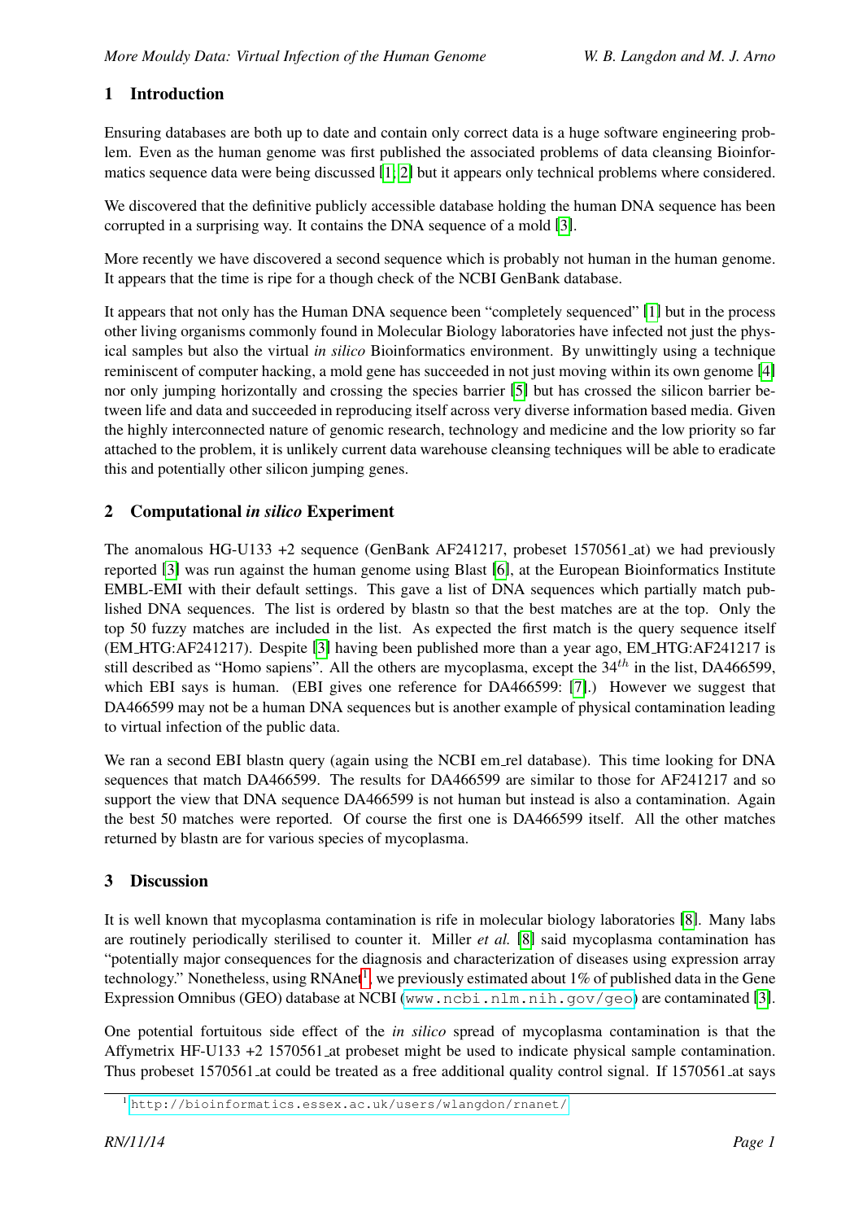## 1 Introduction

Ensuring databases are both up to date and contain only correct data is a huge software engineering problem. Even as the human genome was first published the associated problems of data cleansing Bioinformatics sequence data were being discussed [1, 2] but it appears only technical problems where considered.

We discovered that the definitive publicly accessible database holding the human DNA sequence has been corrupted in a surprising way. It contains the DNA sequence of a mold [3].

More recently we have discovered a second sequence which is probably not human in the human genome. It appears that the time is ripe for a though check of the NCBI GenBank database.

It appears that not only has the Human DNA sequence been "completely sequenced" [1] but in the process other living organisms commonly found in Molecular Biology laboratories have infected not just the physical samples but also the virtual *in silico* Bioinformatics environment. By unwittingly using a technique reminiscent of computer hacking, a mold gene has succeeded in not just moving within its own genome [4] nor only jumping horizontally and crossing the species barrier [5] but has crossed the silicon barrier between life and data and succeeded in reproducing itself across very diverse information based media. Given the highly interconnected nature of genomic research, technology and medicine and the low priority so far attached to the problem, it is unlikely current data warehouse cleansing techniques will be able to eradicate this and potentially other silicon jumping genes.

## 2 Computational *in silico* Experiment

The anomalous HG-U133 +2 sequence (GenBank AF241217, probeset 1570561_at) we had previously reported [3] was run against the human genome using Blast [6], at the European Bioinformatics Institute EMBL-EMI with their default settings. This gave a list of DNA sequences which partially match published DNA sequences. The list is ordered by blastn so that the best matches are at the top. Only the top 50 fuzzy matches are included in the list. As expected the first match is the query sequence itself (EM_HTG:AF241217). Despite [3] having been published more than a year ago, EM_HTG:AF241217 is still described as "Homo sapiens". All the others are mycoplasma, except the $34^{th}$ in the list, DA466599, which EBI says is human. (EBI gives one reference for DA466599: [7].) However we suggest that DA466599 may not be a human DNA sequences but is another example of physical contamination leading to virtual infection of the public data.

We ran a second EBI blastn query (again using the NCBI em_rel database). This time looking for DNA sequences that match DA466599. The results for DA466599 are similar to those for AF241217 and so support the view that DNA sequence DA466599 is not human but instead is also a contamination. Again the best 50 matches were reported. Of course the first one is DA466599 itself. All the other matches returned by blastn are for various species of mycoplasma.

## 3 Discussion

It is well known that mycoplasma contamination is rife in molecular biology laboratories [8]. Many labs are routinely periodically sterilised to counter it. Miller *et al.* [8] said mycoplasma contamination has "potentially major consequences for the diagnosis and characterization of diseases using expression array technology." Nonetheless, using RNAnet[1], we previously estimated about 1% of published data in the Gene Expression Omnibus (GEO) database at NCBI (www.ncbi.nlm.nih.gov/geo) are contaminated [3].

One potential fortuitous side effect of the *in silico* spread of mycoplasma contamination is that the Affymetrix HF-U133 +2 1570561_at probeset might be used to indicate physical sample contamination. Thus probeset 1570561_at could be treated as a free additional quality control signal. If 1570561_at says

[1] http://bioinformatics.essex.ac.uk/users/wlangdon/rnanet/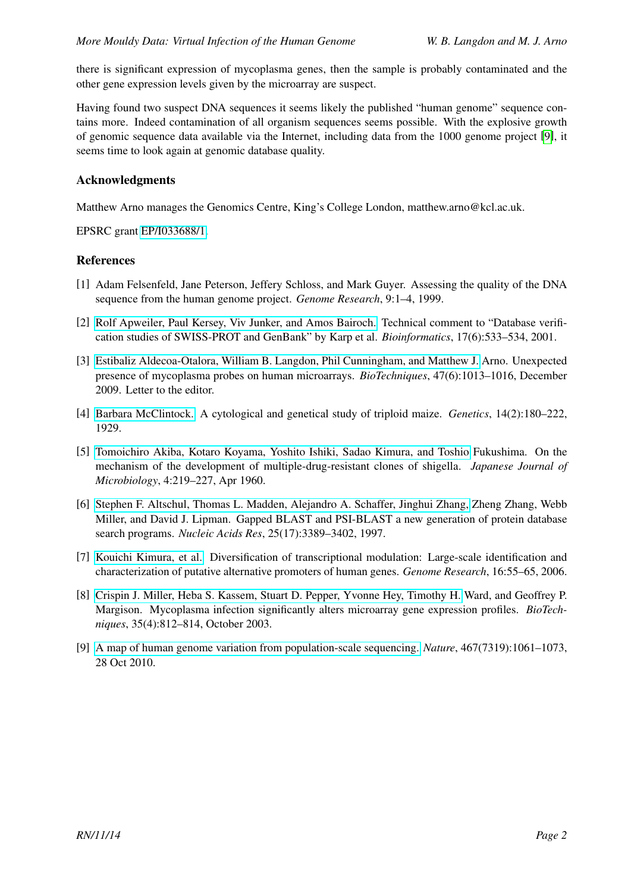there is significant expression of mycoplasma genes, then the sample is probably contaminated and the other gene expression levels given by the microarray are suspect.

Having found two suspect DNA sequences it seems likely the published "human genome" sequence contains more. Indeed contamination of all organism sequences seems possible. With the explosive growth of genomic sequence data available via the Internet, including data from the 1000 genome project [9], it seems time to look again at genomic database quality.

## Acknowledgments

Matthew Arno manages the Genomics Centre, King's College London, matthew.arno@kcl.ac.uk.

EPSRC grant EP/I033688/1.

## References

[1] Adam Felsenfeld, Jane Peterson, Jeffery Schloss, and Mark Guyer. Assessing the quality of the DNA sequence from the human genome project. *Genome Research*, 9:1–4, 1999.

[2] Rolf Apweiler, Paul Kersey, Viv Junker, and Amos Bairoch. Technical comment to "Database verification studies of SWISS-PROT and GenBank" by Karp et al. *Bioinformatics*, 17(6):533–534, 2001.

[3] Estibaliz Aldecoa-Otalora, William B. Langdon, Phil Cunningham, and Matthew J. Arno. Unexpected presence of mycoplasma probes on human microarrays. *BioTechniques*, 47(6):1013–1016, December 2009. Letter to the editor.

[4] Barbara McClintock. A cytological and genetical study of triploid maize. *Genetics*, 14(2):180–222, 1929.

[5] Tomoichiro Akiba, Kotaro Koyama, Yoshito Ishiki, Sadao Kimura, and Toshio Fukushima. On the mechanism of the development of multiple-drug-resistant clones of shigella. *Japanese Journal of Microbiology*, 4:219–227, Apr 1960.

[6] Stephen F. Altschul, Thomas L. Madden, Alejandro A. Schaffer, Jinghui Zhang, Zheng Zhang, Webb Miller, and David J. Lipman. Gapped BLAST and PSI-BLAST a new generation of protein database search programs. *Nucleic Acids Res*, 25(17):3389–3402, 1997.

[7] Kouichi Kimura, et al. Diversification of transcriptional modulation: Large-scale identification and characterization of putative alternative promoters of human genes. *Genome Research*, 16:55–65, 2006.

[8] Crispin J. Miller, Heba S. Kassem, Stuart D. Pepper, Yvonne Hey, Timothy H. Ward, and Geoffrey P. Margison. Mycoplasma infection significantly alters microarray gene expression profiles. *BioTechniques*, 35(4):812–814, October 2003.

[9] A map of human genome variation from population-scale sequencing. *Nature*, 467(7319):1061–1073, 28 Oct 2010.